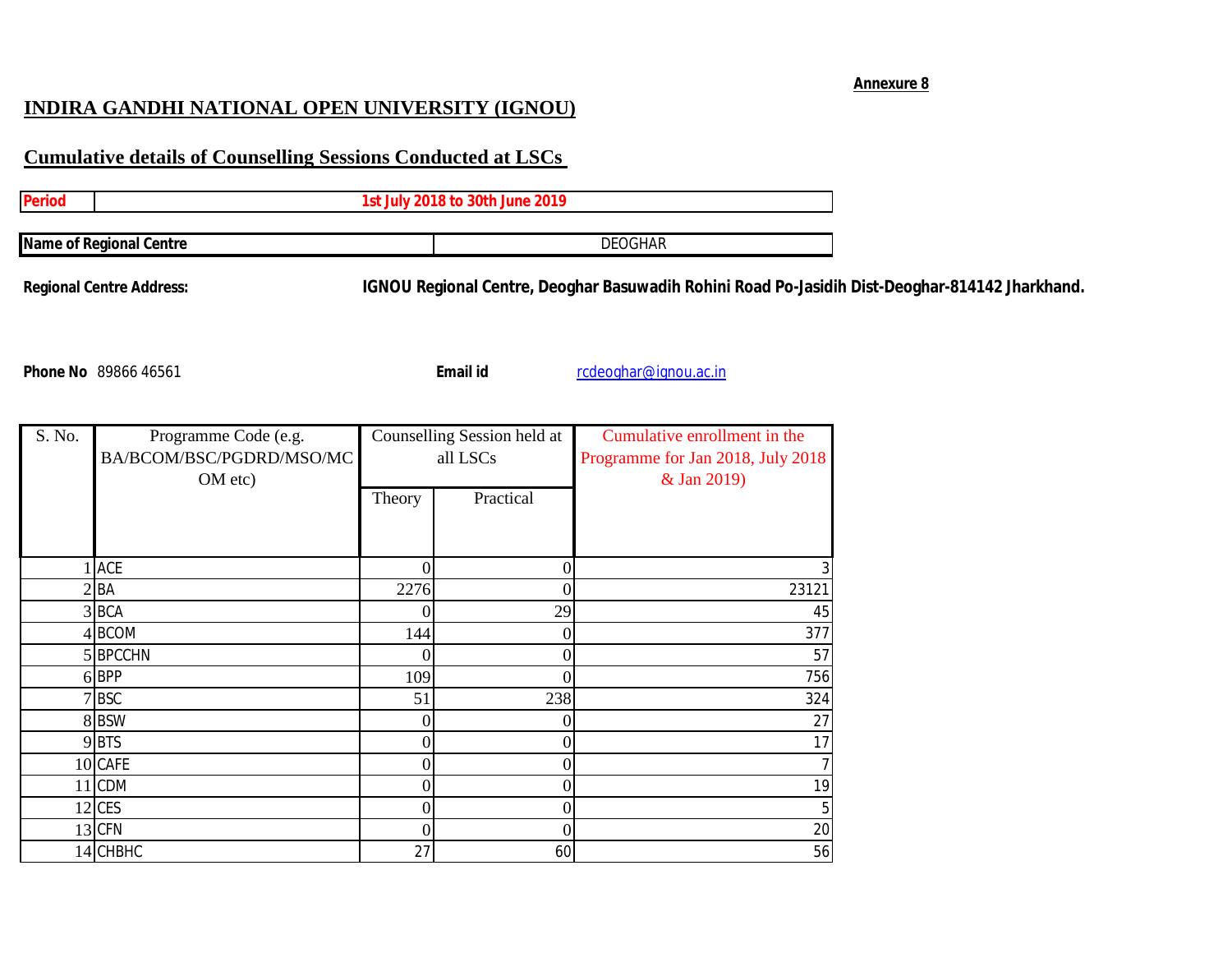**Annexure 8**

# INDIRA GANDHI NATIONAL OPEN UNIVERSITY (IGNOU)

## Cumulative details of Counselling Sessions Conducted at LSCs

| Period | 1st July 2018 to 30th June 2019 |
|---|---|

| Name of Regional Centre | DEOGHAR |
|---|---|

**Regional Centre Address:** **IGNOU Regional Centre, Deoghar Basuwadih Rohini Road Po-Jasidih Dist-Deoghar-814142 Jharkhand.**

**Phone No** 89866 46561 **Email id** rcdeoghar@ignou.ac.in

| S. No. | Programme Code (e.g. BA/BCOM/BSC/PGDRD/MSO/MCOM etc) | Counselling Session held at all LSCs | | Cumulative enrollment in the Programme for Jan 2018, July 2018 & Jan 2019) |
|---|---|---|---|---|
| | | Theory | Practical | |
| 1 | ACE | 0 | 0 | 3 |
| 2 | BA | 2276 | 0 | 23121 |
| 3 | BCA | 0 | 29 | 45 |
| 4 | BCOM | 144 | 0 | 377 |
| 5 | BPCCHN | 0 | 0 | 57 |
| 6 | BPP | 109 | 0 | 756 |
| 7 | BSC | 51 | 238 | 324 |
| 8 | BSW | 0 | 0 | 27 |
| 9 | BTS | 0 | 0 | 17 |
| 10 | CAFE | 0 | 0 | 7 |
| 11 | CDM | 0 | 0 | 19 |
| 12 | CES | 0 | 0 | 5 |
| 13 | CFN | 0 | 0 | 20 |
| 14 | CHBHC | 27 | 60 | 56 |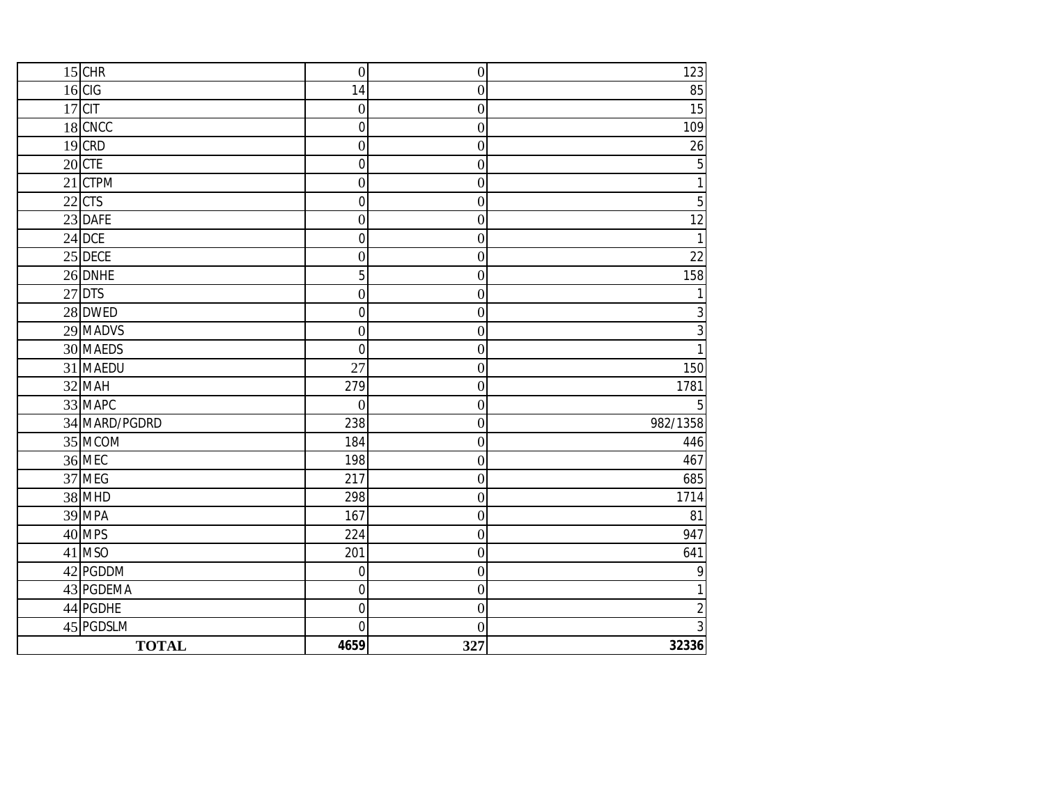| | | | | |
|---|---|---|---|---|
| 15 | CHR | 0 | 0 | 123 |
| 16 | CIG | 14 | 0 | 85 |
| 17 | CIT | 0 | 0 | 15 |
| 18 | CNCC | 0 | 0 | 109 |
| 19 | CRD | 0 | 0 | 26 |
| 20 | CTE | 0 | 0 | 5 |
| 21 | CTPM | 0 | 0 | 1 |
| 22 | CTS | 0 | 0 | 5 |
| 23 | DAFE | 0 | 0 | 12 |
| 24 | DCE | 0 | 0 | 1 |
| 25 | DECE | 0 | 0 | 22 |
| 26 | DNHE | 5 | 0 | 158 |
| 27 | DTS | 0 | 0 | 1 |
| 28 | DWED | 0 | 0 | 3 |
| 29 | MADVS | 0 | 0 | 3 |
| 30 | MAEDS | 0 | 0 | 1 |
| 31 | MAEDU | 27 | 0 | 150 |
| 32 | MAH | 279 | 0 | 1781 |
| 33 | MAPC | 0 | 0 | 5 |
| 34 | MARD/PGDRD | 238 | 0 | 982/1358 |
| 35 | MCOM | 184 | 0 | 446 |
| 36 | MEC | 198 | 0 | 467 |
| 37 | MEG | 217 | 0 | 685 |
| 38 | MHD | 298 | 0 | 1714 |
| 39 | MPA | 167 | 0 | 81 |
| 40 | MPS | 224 | 0 | 947 |
| 41 | MSO | 201 | 0 | 641 |
| 42 | PGDDM | 0 | 0 | 9 |
| 43 | PGDEMA | 0 | 0 | 1 |
| 44 | PGDHE | 0 | 0 | 2 |
| 45 | PGDSLM | 0 | 0 | 3 |
| **TOTAL** | | **4659** | **327** | **32336** |